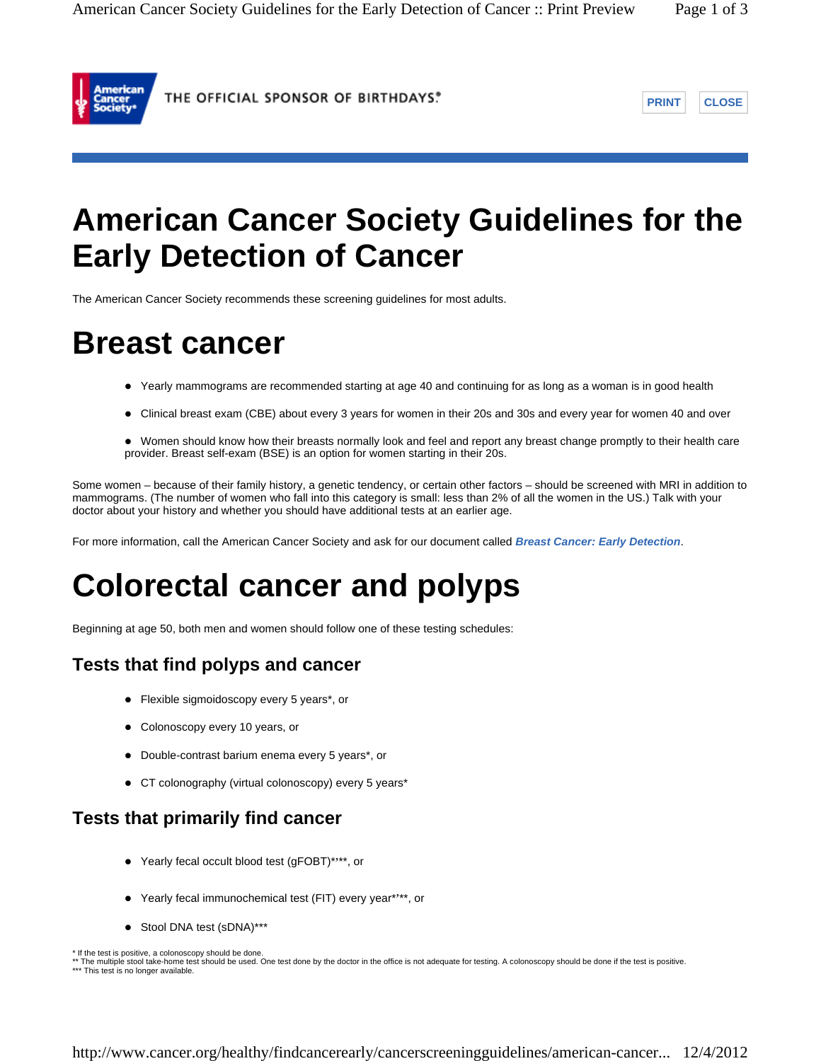# American Cancer Society Guidelines for the Early Detection of Cancer

The American Cancer Society recommends these screening guidelines for most adults.

# Breast cancer

- Yearly mammograms are recommended starting at age 40 and continuing for as long as a woman is in good health
- Clinical breast exam (CBE) about every 3 years for women in their 20s and 30s and every year for women 40 and over
- Women should know how their breasts normally look and feel and report any breast change promptly to their health care provider. Breast self-exam (BSE) is an option for women starting in their 20s.

Some women – because of their family history, a genetic tendency, or certain other factors – should be screened with MRI in addition to mammograms. (The number of women who fall into this category is small: less than 2% of all the women in the US.) Talk with your doctor about your history and whether you should have additional tests at an earlier age.

For more information, call the American Cancer Society and ask for our document called ***Breast Cancer: Early Detection***.

# Colorectal cancer and polyps

Beginning at age 50, both men and women should follow one of these testing schedules:

## Tests that find polyps and cancer

- Flexible sigmoidoscopy every 5 years*, or
- Colonoscopy every 10 years, or
- Double-contrast barium enema every 5 years*, or
- CT colonography (virtual colonoscopy) every 5 years*

## Tests that primarily find cancer

- Yearly fecal occult blood test (gFOBT)*'**, or
- Yearly fecal immunochemical test (FIT) every year*'**, or
- Stool DNA test (sDNA)***

\* If the test is positive, a colonoscopy should be done.
** The multiple stool take-home test should be used. One test done by the doctor in the office is not adequate for testing. A colonoscopy should be done if the test is positive.
*** This test is no longer available.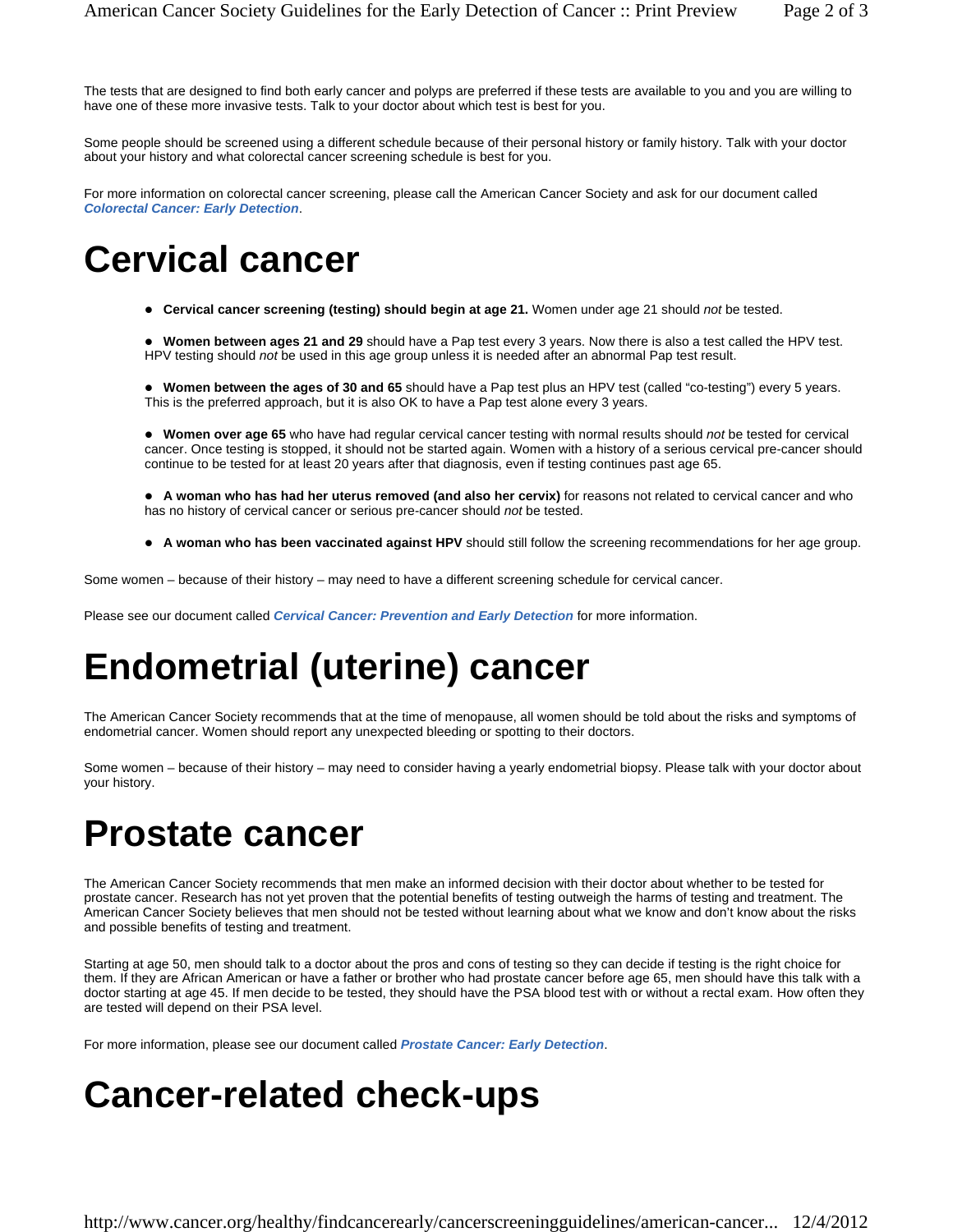The tests that are designed to find both early cancer and polyps are preferred if these tests are available to you and you are willing to have one of these more invasive tests. Talk to your doctor about which test is best for you.

Some people should be screened using a different schedule because of their personal history or family history. Talk with your doctor about your history and what colorectal cancer screening schedule is best for you.

For more information on colorectal cancer screening, please call the American Cancer Society and ask for our document called ***Colorectal Cancer: Early Detection***.

# Cervical cancer

- **Cervical cancer screening (testing) should begin at age 21.** Women under age 21 should *not* be tested.
- **Women between ages 21 and 29** should have a Pap test every 3 years. Now there is also a test called the HPV test. HPV testing should *not* be used in this age group unless it is needed after an abnormal Pap test result.
- **Women between the ages of 30 and 65** should have a Pap test plus an HPV test (called "co-testing") every 5 years. This is the preferred approach, but it is also OK to have a Pap test alone every 3 years.
- **Women over age 65** who have had regular cervical cancer testing with normal results should *not* be tested for cervical cancer. Once testing is stopped, it should not be started again. Women with a history of a serious cervical pre-cancer should continue to be tested for at least 20 years after that diagnosis, even if testing continues past age 65.
- **A woman who has had her uterus removed (and also her cervix)** for reasons not related to cervical cancer and who has no history of cervical cancer or serious pre-cancer should *not* be tested.
- **A woman who has been vaccinated against HPV** should still follow the screening recommendations for her age group.

Some women – because of their history – may need to have a different screening schedule for cervical cancer.

Please see our document called ***Cervical Cancer: Prevention and Early Detection*** for more information.

# Endometrial (uterine) cancer

The American Cancer Society recommends that at the time of menopause, all women should be told about the risks and symptoms of endometrial cancer. Women should report any unexpected bleeding or spotting to their doctors.

Some women – because of their history – may need to consider having a yearly endometrial biopsy. Please talk with your doctor about your history.

# Prostate cancer

The American Cancer Society recommends that men make an informed decision with their doctor about whether to be tested for prostate cancer. Research has not yet proven that the potential benefits of testing outweigh the harms of testing and treatment. The American Cancer Society believes that men should not be tested without learning about what we know and don't know about the risks and possible benefits of testing and treatment.

Starting at age 50, men should talk to a doctor about the pros and cons of testing so they can decide if testing is the right choice for them. If they are African American or have a father or brother who had prostate cancer before age 65, men should have this talk with a doctor starting at age 45. If men decide to be tested, they should have the PSA blood test with or without a rectal exam. How often they are tested will depend on their PSA level.

For more information, please see our document called ***Prostate Cancer: Early Detection***.

# Cancer-related check-ups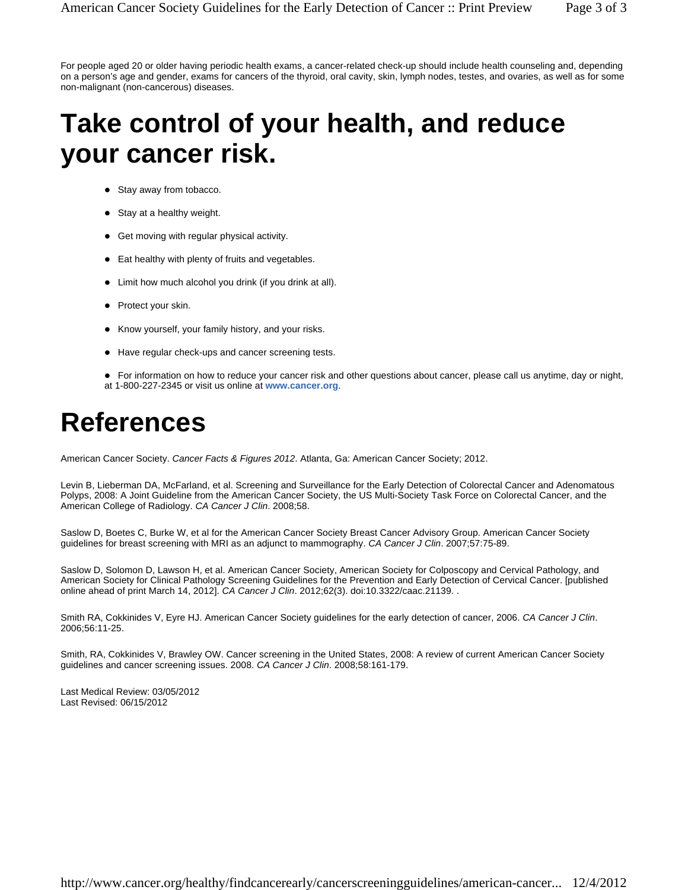For people aged 20 or older having periodic health exams, a cancer-related check-up should include health counseling and, depending on a person's age and gender, exams for cancers of the thyroid, oral cavity, skin, lymph nodes, testes, and ovaries, as well as for some non-malignant (non-cancerous) diseases.

# Take control of your health, and reduce your cancer risk.

- Stay away from tobacco.
- Stay at a healthy weight.
- Get moving with regular physical activity.
- Eat healthy with plenty of fruits and vegetables.
- Limit how much alcohol you drink (if you drink at all).
- Protect your skin.
- Know yourself, your family history, and your risks.
- Have regular check-ups and cancer screening tests.
- For information on how to reduce your cancer risk and other questions about cancer, please call us anytime, day or night, at 1-800-227-2345 or visit us online at **www.cancer.org**.

# References

American Cancer Society. *Cancer Facts & Figures 2012*. Atlanta, Ga: American Cancer Society; 2012.

Levin B, Lieberman DA, McFarland, et al. Screening and Surveillance for the Early Detection of Colorectal Cancer and Adenomatous Polyps, 2008: A Joint Guideline from the American Cancer Society, the US Multi-Society Task Force on Colorectal Cancer, and the American College of Radiology. *CA Cancer J Clin*. 2008;58.

Saslow D, Boetes C, Burke W, et al for the American Cancer Society Breast Cancer Advisory Group. American Cancer Society guidelines for breast screening with MRI as an adjunct to mammography. *CA Cancer J Clin*. 2007;57:75-89.

Saslow D, Solomon D, Lawson H, et al. American Cancer Society, American Society for Colposcopy and Cervical Pathology, and American Society for Clinical Pathology Screening Guidelines for the Prevention and Early Detection of Cervical Cancer. [published online ahead of print March 14, 2012]. *CA Cancer J Clin*. 2012;62(3). doi:10.3322/caac.21139. .

Smith RA, Cokkinides V, Eyre HJ. American Cancer Society guidelines for the early detection of cancer, 2006. *CA Cancer J Clin*. 2006;56:11-25.

Smith, RA, Cokkinides V, Brawley OW. Cancer screening in the United States, 2008: A review of current American Cancer Society guidelines and cancer screening issues. 2008. *CA Cancer J Clin*. 2008;58:161-179.

Last Medical Review: 03/05/2012
Last Revised: 06/15/2012